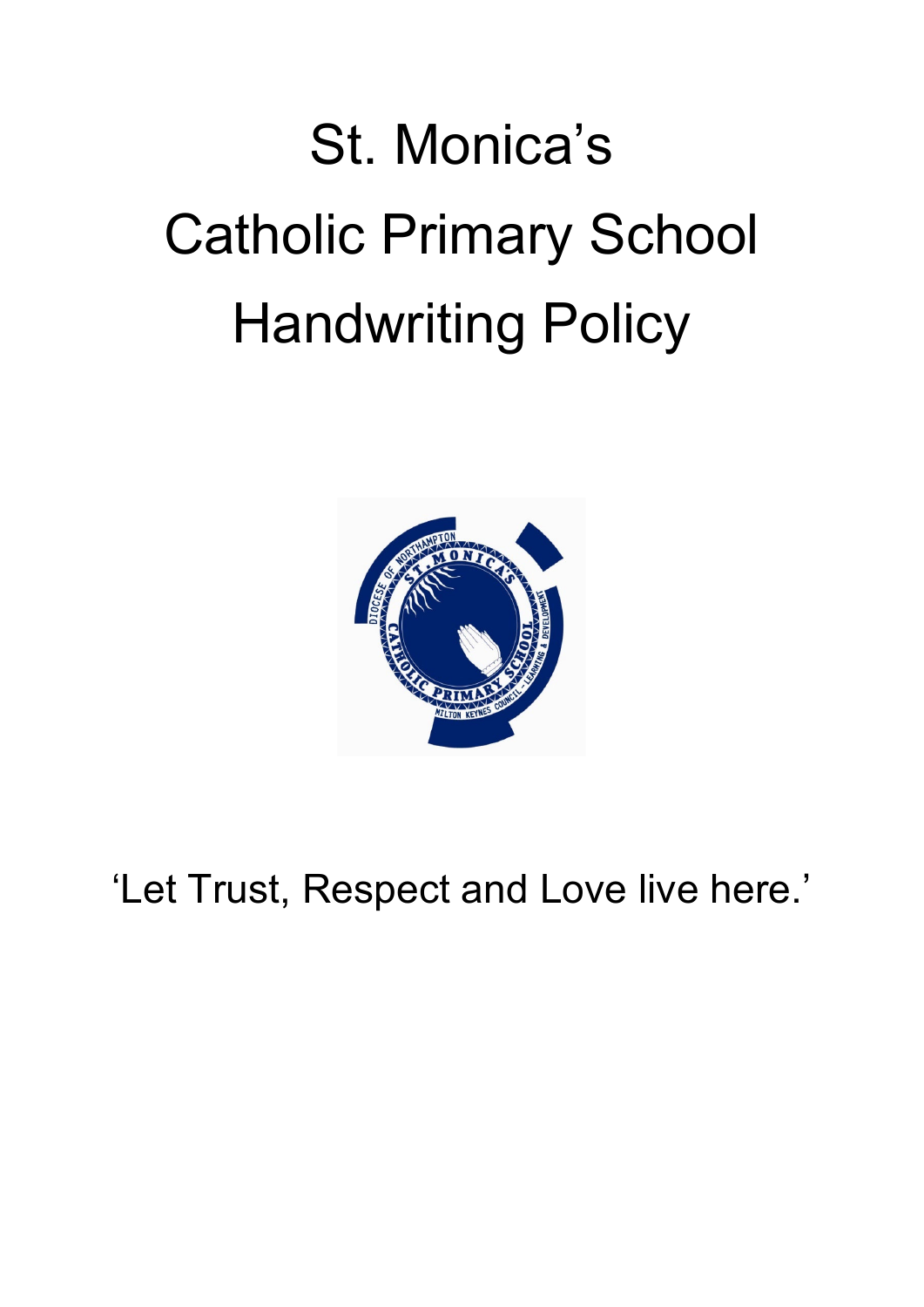# St. Monica's
# Catholic Primary School
# Handwriting Policy

'Let Trust, Respect and Love live here.'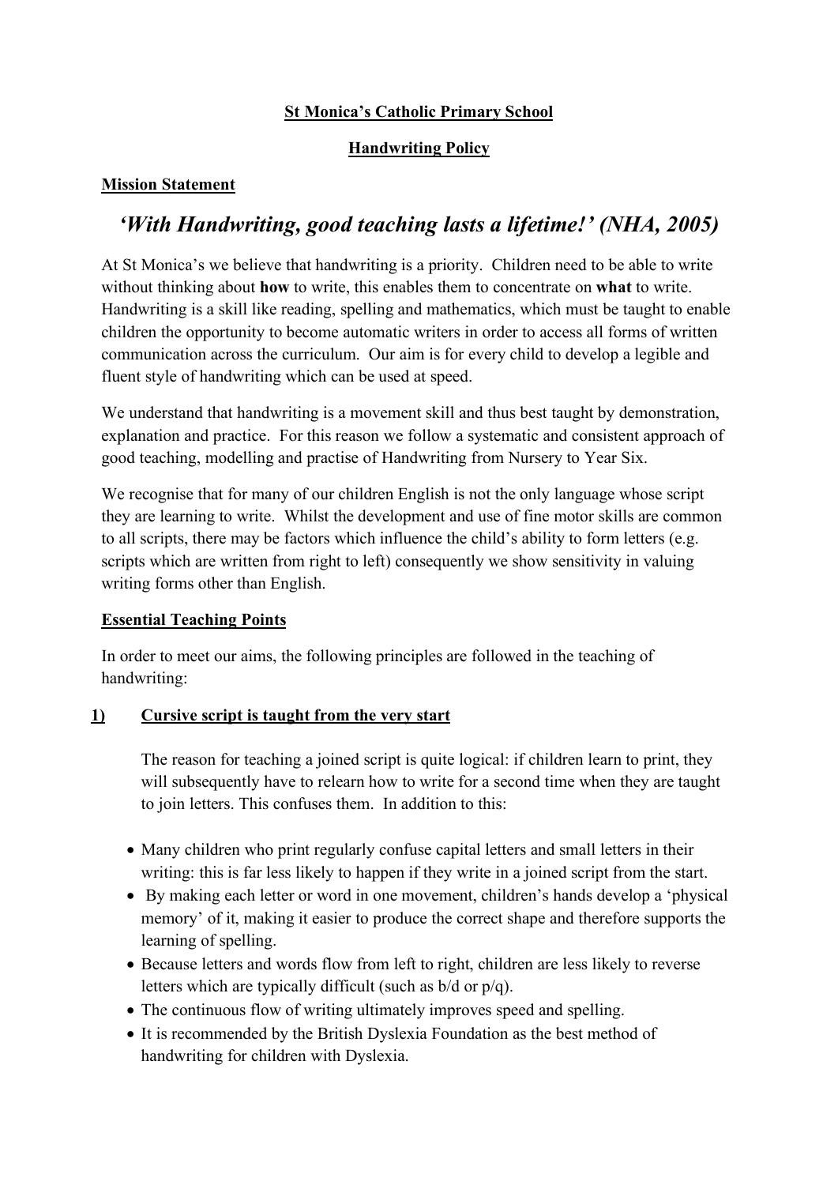**St Monica's Catholic Primary School**

**Handwriting Policy**

## Mission Statement

# *'With Handwriting, good teaching lasts a lifetime!' (NHA, 2005)*

At St Monica's we believe that handwriting is a priority. Children need to be able to write without thinking about **how** to write, this enables them to concentrate on **what** to write. Handwriting is a skill like reading, spelling and mathematics, which must be taught to enable children the opportunity to become automatic writers in order to access all forms of written communication across the curriculum. Our aim is for every child to develop a legible and fluent style of handwriting which can be used at speed.

We understand that handwriting is a movement skill and thus best taught by demonstration, explanation and practice. For this reason we follow a systematic and consistent approach of good teaching, modelling and practise of Handwriting from Nursery to Year Six.

We recognise that for many of our children English is not the only language whose script they are learning to write. Whilst the development and use of fine motor skills are common to all scripts, there may be factors which influence the child's ability to form letters (e.g. scripts which are written from right to left) consequently we show sensitivity in valuing writing forms other than English.

## Essential Teaching Points

In order to meet our aims, the following principles are followed in the teaching of handwriting:

### 1) Cursive script is taught from the very start

The reason for teaching a joined script is quite logical: if children learn to print, they will subsequently have to relearn how to write for a second time when they are taught to join letters. This confuses them. In addition to this:

- Many children who print regularly confuse capital letters and small letters in their writing: this is far less likely to happen if they write in a joined script from the start.
- By making each letter or word in one movement, children's hands develop a 'physical memory' of it, making it easier to produce the correct shape and therefore supports the learning of spelling.
- Because letters and words flow from left to right, children are less likely to reverse letters which are typically difficult (such as b/d or p/q).
- The continuous flow of writing ultimately improves speed and spelling.
- It is recommended by the British Dyslexia Foundation as the best method of handwriting for children with Dyslexia.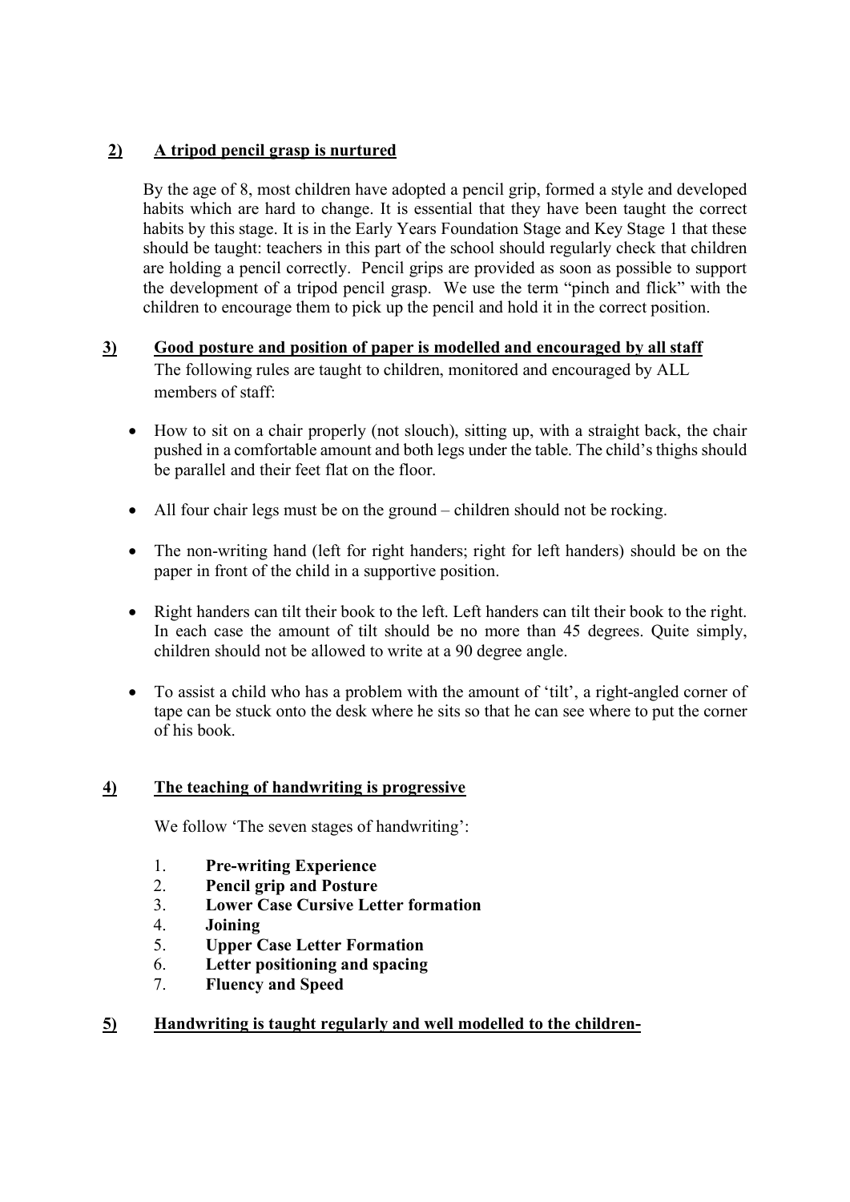## 2) A tripod pencil grasp is nurtured

By the age of 8, most children have adopted a pencil grip, formed a style and developed habits which are hard to change. It is essential that they have been taught the correct habits by this stage. It is in the Early Years Foundation Stage and Key Stage 1 that these should be taught: teachers in this part of the school should regularly check that children are holding a pencil correctly. Pencil grips are provided as soon as possible to support the development of a tripod pencil grasp. We use the term "pinch and flick" with the children to encourage them to pick up the pencil and hold it in the correct position.

## 3) Good posture and position of paper is modelled and encouraged by all staff

The following rules are taught to children, monitored and encouraged by ALL members of staff:

- How to sit on a chair properly (not slouch), sitting up, with a straight back, the chair pushed in a comfortable amount and both legs under the table. The child's thighs should be parallel and their feet flat on the floor.
- All four chair legs must be on the ground – children should not be rocking.
- The non-writing hand (left for right handers; right for left handers) should be on the paper in front of the child in a supportive position.
- Right handers can tilt their book to the left. Left handers can tilt their book to the right. In each case the amount of tilt should be no more than 45 degrees. Quite simply, children should not be allowed to write at a 90 degree angle.
- To assist a child who has a problem with the amount of 'tilt', a right-angled corner of tape can be stuck onto the desk where he sits so that he can see where to put the corner of his book.

## 4) The teaching of handwriting is progressive

We follow 'The seven stages of handwriting':

1. **Pre-writing Experience**
2. **Pencil grip and Posture**
3. **Lower Case Cursive Letter formation**
4. **Joining**
5. **Upper Case Letter Formation**
6. **Letter positioning and spacing**
7. **Fluency and Speed**

## 5) Handwriting is taught regularly and well modelled to the children-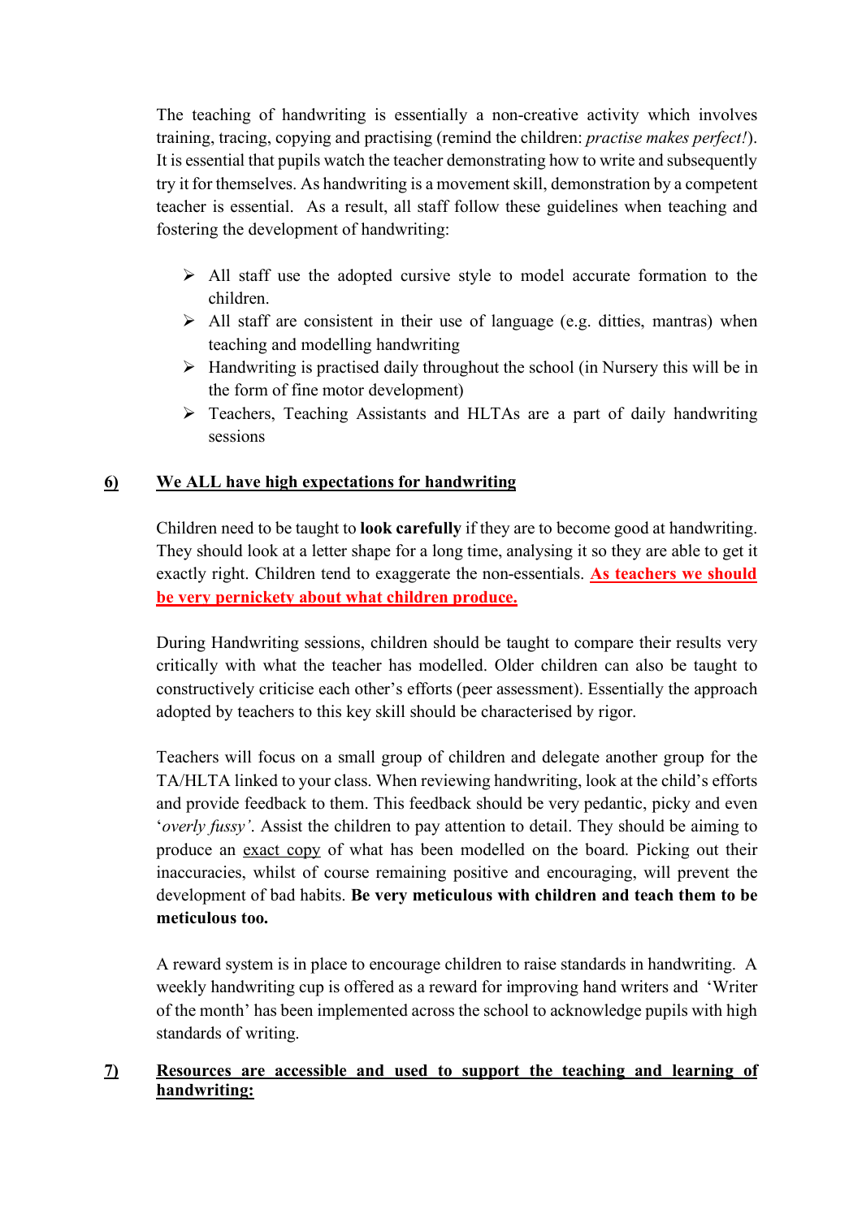The teaching of handwriting is essentially a non-creative activity which involves training, tracing, copying and practising (remind the children: *practise makes perfect!*). It is essential that pupils watch the teacher demonstrating how to write and subsequently try it for themselves. As handwriting is a movement skill, demonstration by a competent teacher is essential. As a result, all staff follow these guidelines when teaching and fostering the development of handwriting:

- All staff use the adopted cursive style to model accurate formation to the children.
- All staff are consistent in their use of language (e.g. ditties, mantras) when teaching and modelling handwriting
- Handwriting is practised daily throughout the school (in Nursery this will be in the form of fine motor development)
- Teachers, Teaching Assistants and HLTAs are a part of daily handwriting sessions

## 6) We ALL have high expectations for handwriting

Children need to be taught to **look carefully** if they are to become good at handwriting. They should look at a letter shape for a long time, analysing it so they are able to get it exactly right. Children tend to exaggerate the non-essentials. **As teachers we should be very pernickety about what children produce.**

During Handwriting sessions, children should be taught to compare their results very critically with what the teacher has modelled. Older children can also be taught to constructively criticise each other's efforts (peer assessment). Essentially the approach adopted by teachers to this key skill should be characterised by rigor.

Teachers will focus on a small group of children and delegate another group for the TA/HLTA linked to your class. When reviewing handwriting, look at the child's efforts and provide feedback to them. This feedback should be very pedantic, picky and even '*overly fussy*'. Assist the children to pay attention to detail. They should be aiming to produce an exact copy of what has been modelled on the board. Picking out their inaccuracies, whilst of course remaining positive and encouraging, will prevent the development of bad habits. **Be very meticulous with children and teach them to be meticulous too.**

A reward system is in place to encourage children to raise standards in handwriting. A weekly handwriting cup is offered as a reward for improving hand writers and 'Writer of the month' has been implemented across the school to acknowledge pupils with high standards of writing.

## 7) Resources are accessible and used to support the teaching and learning of handwriting: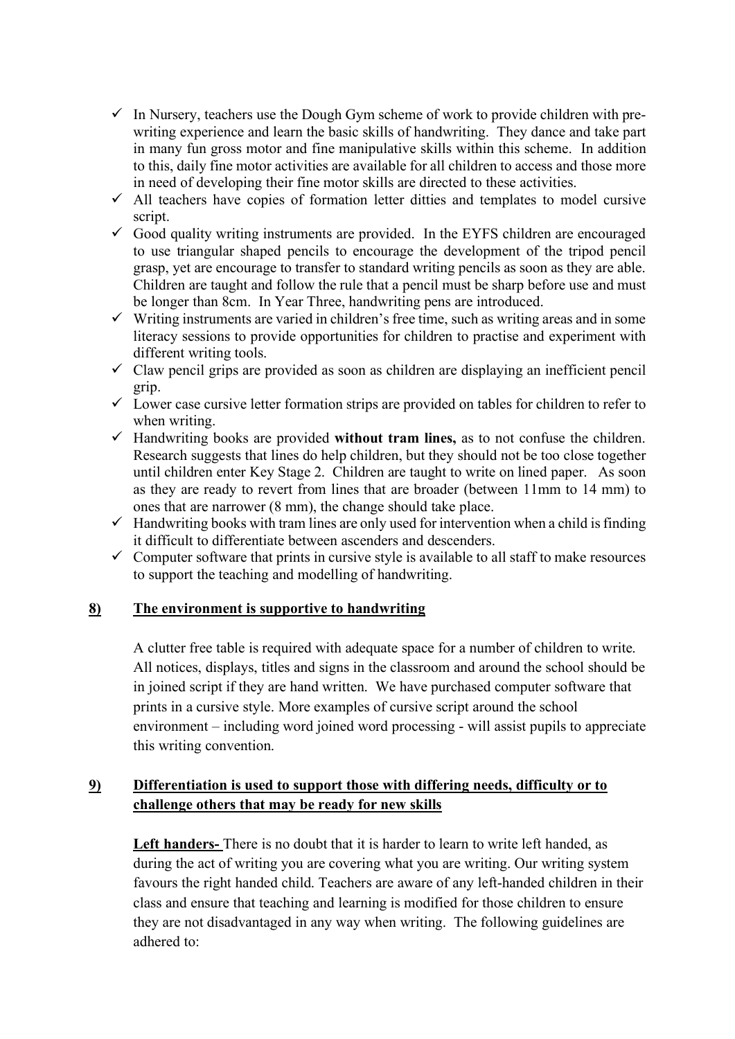- ✓ In Nursery, teachers use the Dough Gym scheme of work to provide children with pre-writing experience and learn the basic skills of handwriting. They dance and take part in many fun gross motor and fine manipulative skills within this scheme. In addition to this, daily fine motor activities are available for all children to access and those more in need of developing their fine motor skills are directed to these activities.
- ✓ All teachers have copies of formation letter ditties and templates to model cursive script.
- ✓ Good quality writing instruments are provided. In the EYFS children are encouraged to use triangular shaped pencils to encourage the development of the tripod pencil grasp, yet are encourage to transfer to standard writing pencils as soon as they are able. Children are taught and follow the rule that a pencil must be sharp before use and must be longer than 8cm. In Year Three, handwriting pens are introduced.
- ✓ Writing instruments are varied in children's free time, such as writing areas and in some literacy sessions to provide opportunities for children to practise and experiment with different writing tools.
- ✓ Claw pencil grips are provided as soon as children are displaying an inefficient pencil grip.
- ✓ Lower case cursive letter formation strips are provided on tables for children to refer to when writing.
- ✓ Handwriting books are provided **without tram lines,** as to not confuse the children. Research suggests that lines do help children, but they should not be too close together until children enter Key Stage 2. Children are taught to write on lined paper. As soon as they are ready to revert from lines that are broader (between 11mm to 14 mm) to ones that are narrower (8 mm), the change should take place.
- ✓ Handwriting books with tram lines are only used for intervention when a child is finding it difficult to differentiate between ascenders and descenders.
- ✓ Computer software that prints in cursive style is available to all staff to make resources to support the teaching and modelling of handwriting.

## 8) The environment is supportive to handwriting

A clutter free table is required with adequate space for a number of children to write. All notices, displays, titles and signs in the classroom and around the school should be in joined script if they are hand written. We have purchased computer software that prints in a cursive style. More examples of cursive script around the school environment – including word joined word processing - will assist pupils to appreciate this writing convention.

## 9) Differentiation is used to support those with differing needs, difficulty or to challenge others that may be ready for new skills

**Left handers-** There is no doubt that it is harder to learn to write left handed, as during the act of writing you are covering what you are writing. Our writing system favours the right handed child. Teachers are aware of any left-handed children in their class and ensure that teaching and learning is modified for those children to ensure they are not disadvantaged in any way when writing. The following guidelines are adhered to: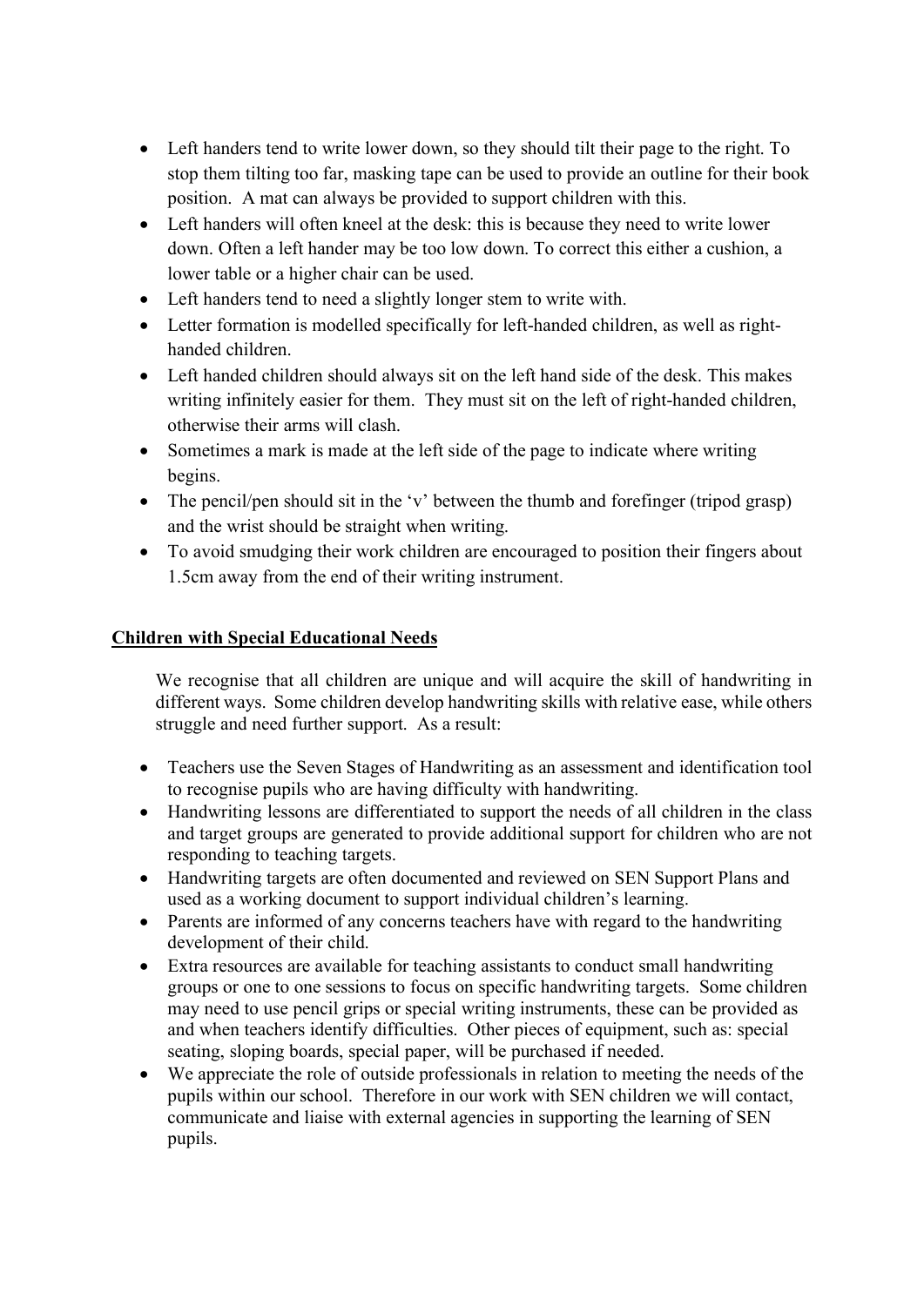- Left handers tend to write lower down, so they should tilt their page to the right. To stop them tilting too far, masking tape can be used to provide an outline for their book position. A mat can always be provided to support children with this.
- Left handers will often kneel at the desk: this is because they need to write lower down. Often a left hander may be too low down. To correct this either a cushion, a lower table or a higher chair can be used.
- Left handers tend to need a slightly longer stem to write with.
- Letter formation is modelled specifically for left-handed children, as well as right-handed children.
- Left handed children should always sit on the left hand side of the desk. This makes writing infinitely easier for them. They must sit on the left of right-handed children, otherwise their arms will clash.
- Sometimes a mark is made at the left side of the page to indicate where writing begins.
- The pencil/pen should sit in the 'v' between the thumb and forefinger (tripod grasp) and the wrist should be straight when writing.
- To avoid smudging their work children are encouraged to position their fingers about 1.5cm away from the end of their writing instrument.

## Children with Special Educational Needs

We recognise that all children are unique and will acquire the skill of handwriting in different ways. Some children develop handwriting skills with relative ease, while others struggle and need further support. As a result:

- Teachers use the Seven Stages of Handwriting as an assessment and identification tool to recognise pupils who are having difficulty with handwriting.
- Handwriting lessons are differentiated to support the needs of all children in the class and target groups are generated to provide additional support for children who are not responding to teaching targets.
- Handwriting targets are often documented and reviewed on SEN Support Plans and used as a working document to support individual children's learning.
- Parents are informed of any concerns teachers have with regard to the handwriting development of their child.
- Extra resources are available for teaching assistants to conduct small handwriting groups or one to one sessions to focus on specific handwriting targets. Some children may need to use pencil grips or special writing instruments, these can be provided as and when teachers identify difficulties. Other pieces of equipment, such as: special seating, sloping boards, special paper, will be purchased if needed.
- We appreciate the role of outside professionals in relation to meeting the needs of the pupils within our school. Therefore in our work with SEN children we will contact, communicate and liaise with external agencies in supporting the learning of SEN pupils.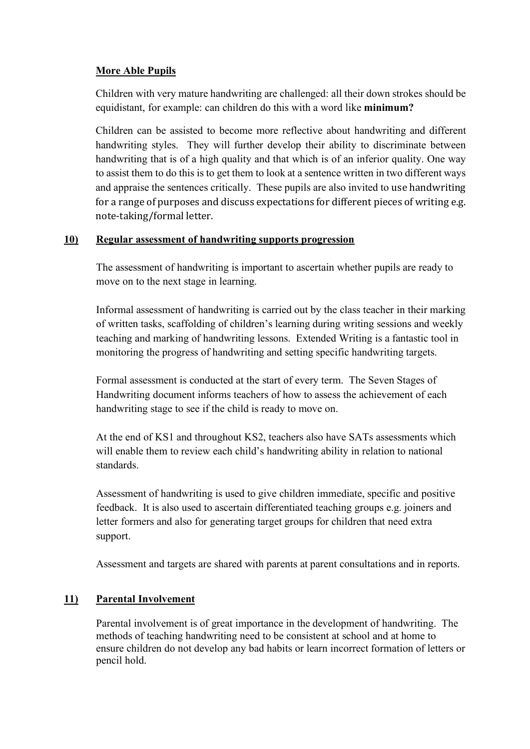**More Able Pupils**

Children with very mature handwriting are challenged: all their down strokes should be equidistant, for example: can children do this with a word like **minimum?**

Children can be assisted to become more reflective about handwriting and different handwriting styles. They will further develop their ability to discriminate between handwriting that is of a high quality and that which is of an inferior quality. One way to assist them to do this is to get them to look at a sentence written in two different ways and appraise the sentences critically. These pupils are also invited to use handwriting for a range of purposes and discuss expectations for different pieces of writing e.g. note-taking/formal letter.

## 10) Regular assessment of handwriting supports progression

The assessment of handwriting is important to ascertain whether pupils are ready to move on to the next stage in learning.

Informal assessment of handwriting is carried out by the class teacher in their marking of written tasks, scaffolding of children's learning during writing sessions and weekly teaching and marking of handwriting lessons. Extended Writing is a fantastic tool in monitoring the progress of handwriting and setting specific handwriting targets.

Formal assessment is conducted at the start of every term. The Seven Stages of Handwriting document informs teachers of how to assess the achievement of each handwriting stage to see if the child is ready to move on.

At the end of KS1 and throughout KS2, teachers also have SATs assessments which will enable them to review each child's handwriting ability in relation to national standards.

Assessment of handwriting is used to give children immediate, specific and positive feedback. It is also used to ascertain differentiated teaching groups e.g. joiners and letter formers and also for generating target groups for children that need extra support.

Assessment and targets are shared with parents at parent consultations and in reports.

## 11) Parental Involvement

Parental involvement is of great importance in the development of handwriting. The methods of teaching handwriting need to be consistent at school and at home to ensure children do not develop any bad habits or learn incorrect formation of letters or pencil hold.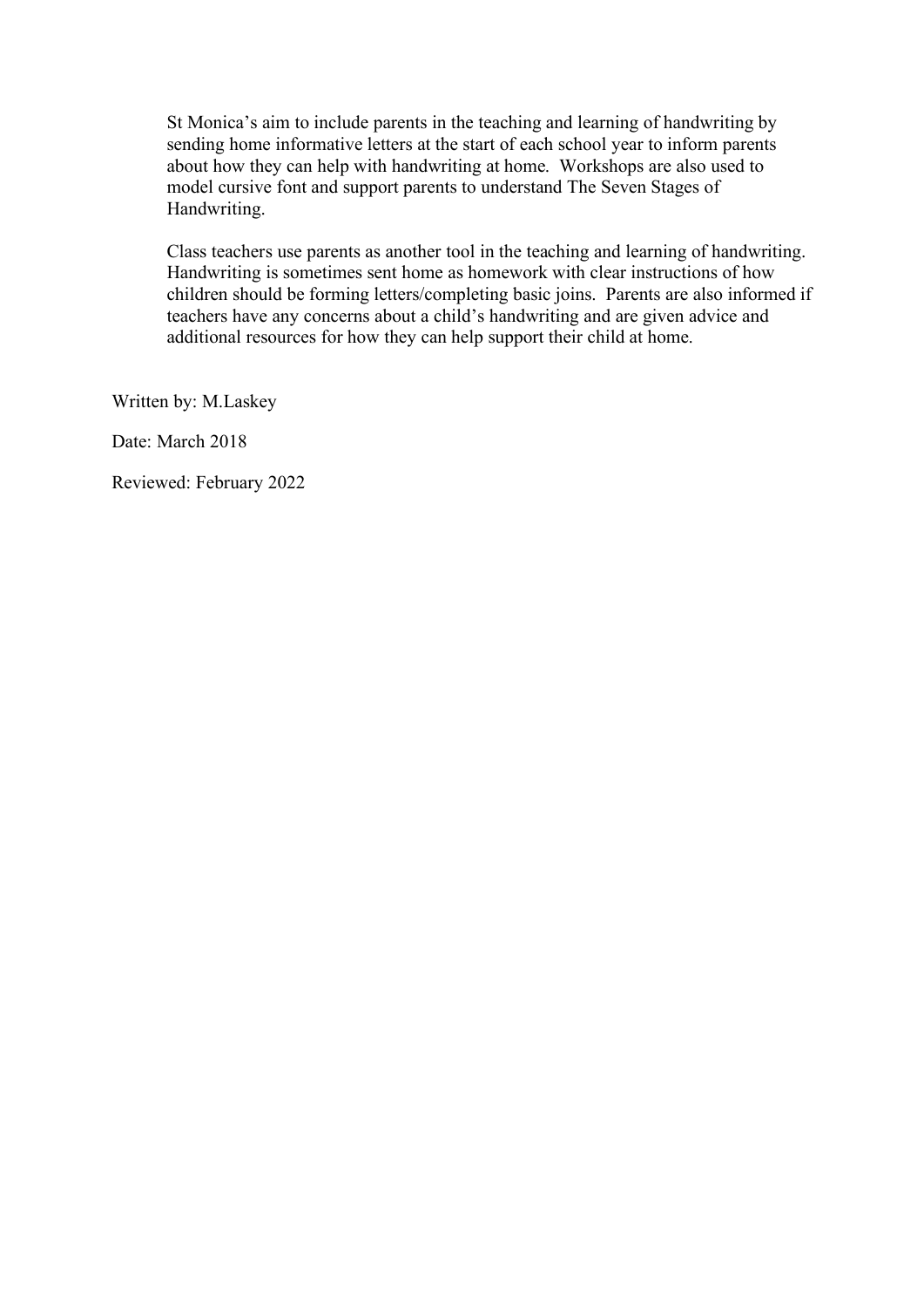St Monica's aim to include parents in the teaching and learning of handwriting by sending home informative letters at the start of each school year to inform parents about how they can help with handwriting at home. Workshops are also used to model cursive font and support parents to understand The Seven Stages of Handwriting.

Class teachers use parents as another tool in the teaching and learning of handwriting. Handwriting is sometimes sent home as homework with clear instructions of how children should be forming letters/completing basic joins. Parents are also informed if teachers have any concerns about a child's handwriting and are given advice and additional resources for how they can help support their child at home.

Written by: M.Laskey

Date: March 2018

Reviewed: February 2022